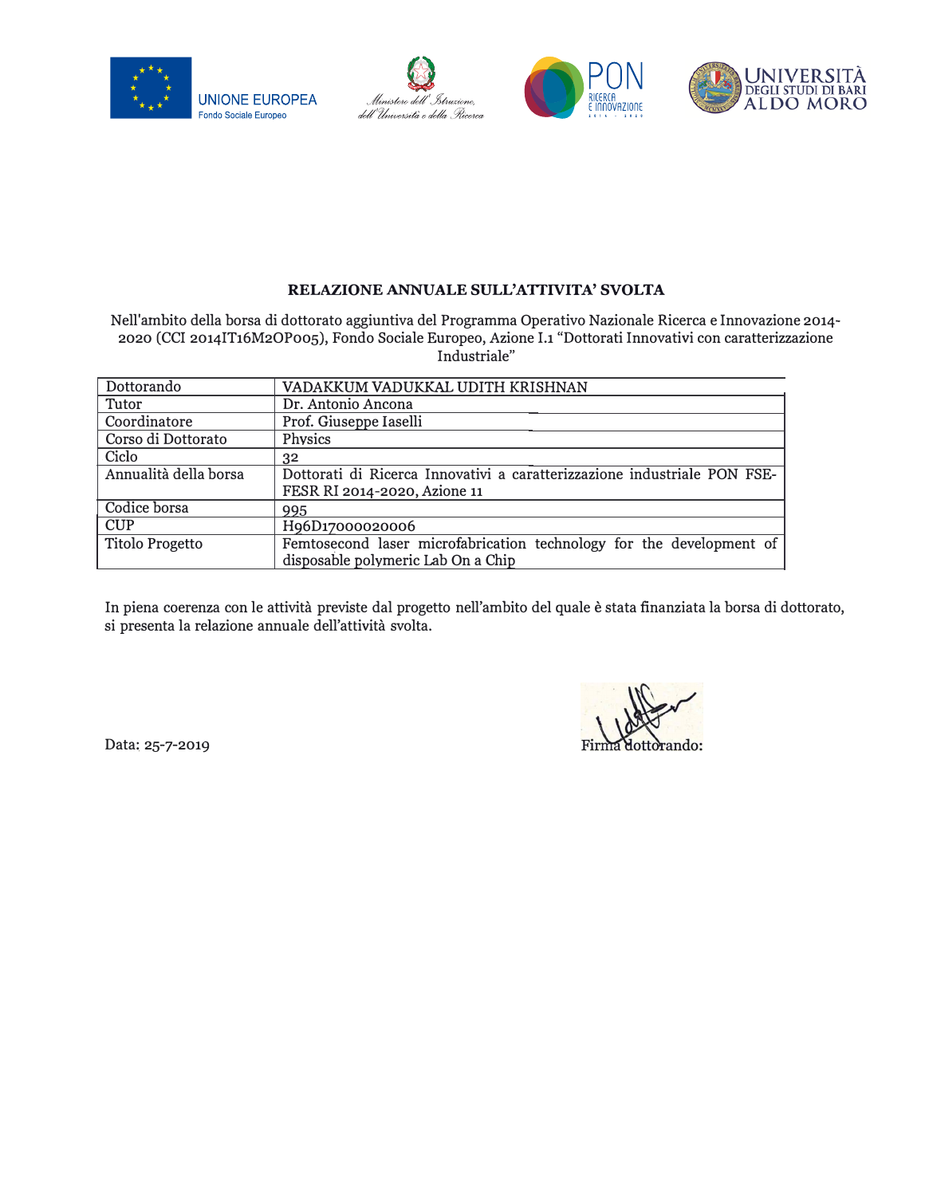UNIONE EUROPEA
Fondo Sociale Europeo

Ministero dell'Istruzione, dell'Università e della Ricerca

PON RICERCA E INNOVAZIONE

UNIVERSITÀ DEGLI STUDI DI BARI ALDO MORO

## RELAZIONE ANNUALE SULL'ATTIVITA' SVOLTA

Nell'ambito della borsa di dottorato aggiuntiva del Programma Operativo Nazionale Ricerca e Innovazione 2014-2020 (CCI 2014IT16M2OP005), Fondo Sociale Europeo, Azione I.1 "Dottorati Innovativi con caratterizzazione Industriale"

| | |
|---|---|
| Dottorando | VADAKKUM VADUKKAL UDITH KRISHNAN |
| Tutor | Dr. Antonio Ancona |
| Coordinatore | Prof. Giuseppe Iaselli |
| Corso di Dottorato | Physics |
| Ciclo | 32 |
| Annualità della borsa | Dottorati di Ricerca Innovativi a caratterizzazione industriale PON FSE-FESR RI 2014-2020, Azione 11 |
| Codice borsa | 995 |
| CUP | H96D17000020006 |
| Titolo Progetto | Femtosecond laser microfabrication technology for the development of disposable polymeric Lab On a Chip |

In piena coerenza con le attività previste dal progetto nell'ambito del quale è stata finanziata la borsa di dottorato, si presenta la relazione annuale dell'attività svolta.

Data: 25-7-2019

Firma dottorando: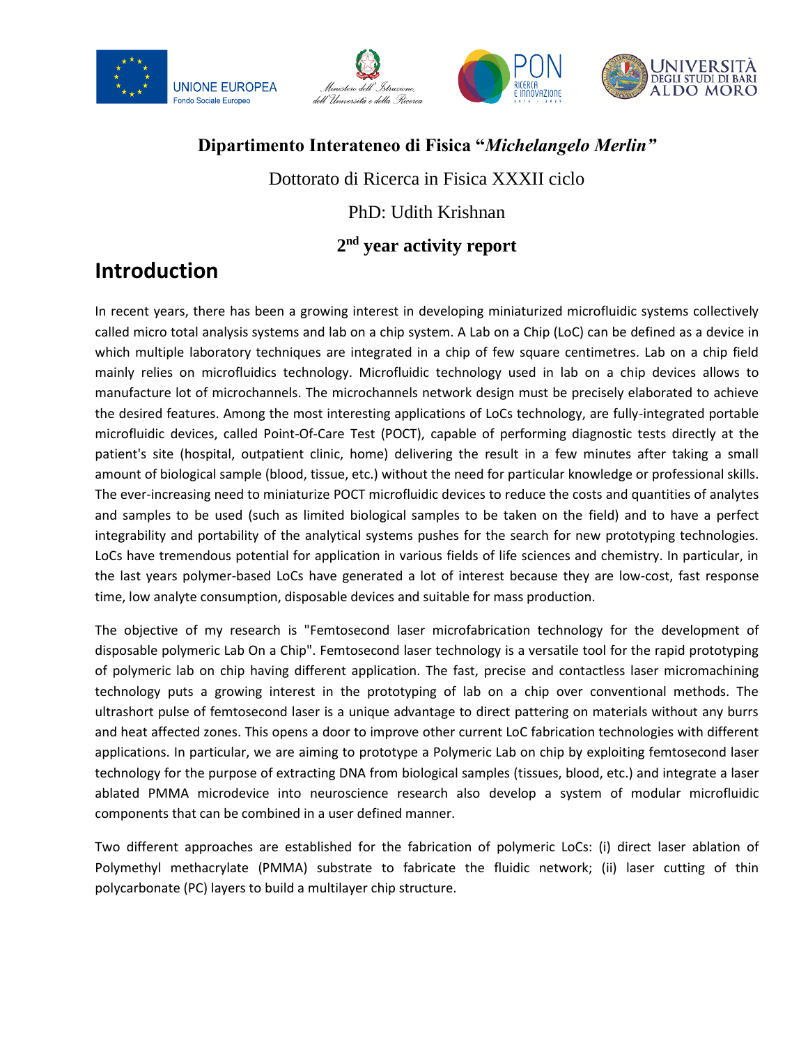**Dipartimento Interateneo di Fisica "*Michelangelo Merlin"***

Dottorato di Ricerca in Fisica XXXII ciclo

PhD: Udith Krishnan

**2nd year activity report**

# Introduction

In recent years, there has been a growing interest in developing miniaturized microfluidic systems collectively called micro total analysis systems and lab on a chip system. A Lab on a Chip (LoC) can be defined as a device in which multiple laboratory techniques are integrated in a chip of few square centimetres. Lab on a chip field mainly relies on microfluidics technology. Microfluidic technology used in lab on a chip devices allows to manufacture lot of microchannels. The microchannels network design must be precisely elaborated to achieve the desired features. Among the most interesting applications of LoCs technology, are fully-integrated portable microfluidic devices, called Point-Of-Care Test (POCT), capable of performing diagnostic tests directly at the patient's site (hospital, outpatient clinic, home) delivering the result in a few minutes after taking a small amount of biological sample (blood, tissue, etc.) without the need for particular knowledge or professional skills. The ever-increasing need to miniaturize POCT microfluidic devices to reduce the costs and quantities of analytes and samples to be used (such as limited biological samples to be taken on the field) and to have a perfect integrability and portability of the analytical systems pushes for the search for new prototyping technologies. LoCs have tremendous potential for application in various fields of life sciences and chemistry. In particular, in the last years polymer-based LoCs have generated a lot of interest because they are low-cost, fast response time, low analyte consumption, disposable devices and suitable for mass production.

The objective of my research is "Femtosecond laser microfabrication technology for the development of disposable polymeric Lab On a Chip". Femtosecond laser technology is a versatile tool for the rapid prototyping of polymeric lab on chip having different application. The fast, precise and contactless laser micromachining technology puts a growing interest in the prototyping of lab on a chip over conventional methods. The ultrashort pulse of femtosecond laser is a unique advantage to direct pattering on materials without any burrs and heat affected zones. This opens a door to improve other current LoC fabrication technologies with different applications. In particular, we are aiming to prototype a Polymeric Lab on chip by exploiting femtosecond laser technology for the purpose of extracting DNA from biological samples (tissues, blood, etc.) and integrate a laser ablated PMMA microdevice into neuroscience research also develop a system of modular microfluidic components that can be combined in a user defined manner.

Two different approaches are established for the fabrication of polymeric LoCs: (i) direct laser ablation of Polymethyl methacrylate (PMMA) substrate to fabricate the fluidic network; (ii) laser cutting of thin polycarbonate (PC) layers to build a multilayer chip structure.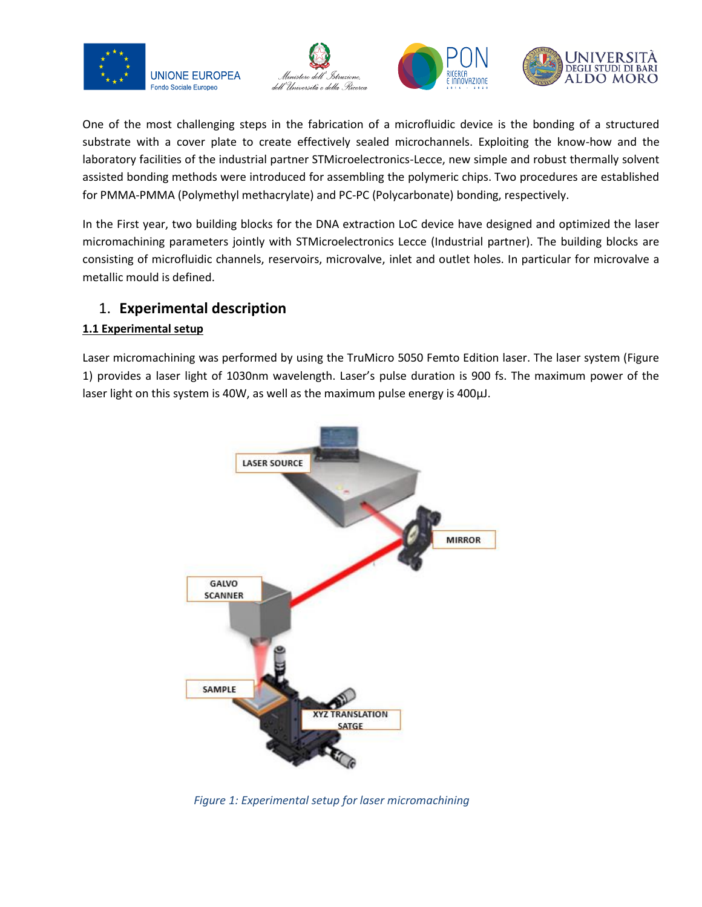One of the most challenging steps in the fabrication of a microfluidic device is the bonding of a structured substrate with a cover plate to create effectively sealed microchannels. Exploiting the know-how and the laboratory facilities of the industrial partner STMicroelectronics-Lecce, new simple and robust thermally solvent assisted bonding methods were introduced for assembling the polymeric chips. Two procedures are established for PMMA-PMMA (Polymethyl methacrylate) and PC-PC (Polycarbonate) bonding, respectively.

In the First year, two building blocks for the DNA extraction LoC device have designed and optimized the laser micromachining parameters jointly with STMicroelectronics Lecce (Industrial partner). The building blocks are consisting of microfluidic channels, reservoirs, microvalve, inlet and outlet holes. In particular for microvalve a metallic mould is defined.

## 1. Experimental description

### 1.1 Experimental setup

Laser micromachining was performed by using the TruMicro 5050 Femto Edition laser. The laser system (Figure 1) provides a laser light of 1030nm wavelength. Laser's pulse duration is 900 fs. The maximum power of the laser light on this system is 40W, as well as the maximum pulse energy is 400μJ.

*Figure 1: Experimental setup for laser micromachining*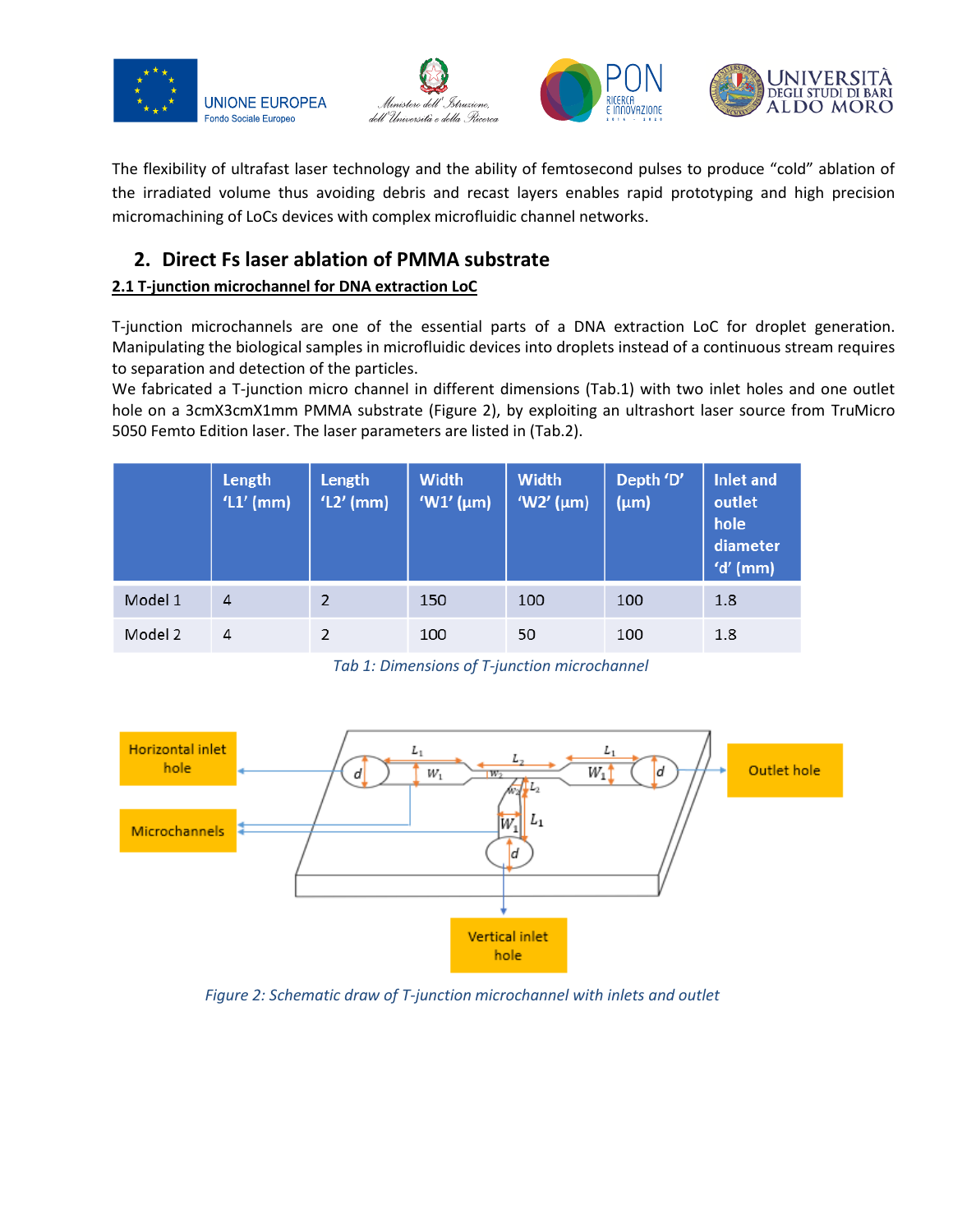The flexibility of ultrafast laser technology and the ability of femtosecond pulses to produce "cold" ablation of the irradiated volume thus avoiding debris and recast layers enables rapid prototyping and high precision micromachining of LoCs devices with complex microfluidic channel networks.

## 2. Direct Fs laser ablation of PMMA substrate

### 2.1 T-junction microchannel for DNA extraction LoC

T-junction microchannels are one of the essential parts of a DNA extraction LoC for droplet generation. Manipulating the biological samples in microfluidic devices into droplets instead of a continuous stream requires to separation and detection of the particles.

We fabricated a T-junction micro channel in different dimensions (Tab.1) with two inlet holes and one outlet hole on a 3cmX3cmX1mm PMMA substrate (Figure 2), by exploiting an ultrashort laser source from TruMicro 5050 Femto Edition laser. The laser parameters are listed in (Tab.2).

| | Length 'L1' (mm) | Length 'L2' (mm) | Width 'W1' (μm) | Width 'W2' (μm) | Depth 'D' (μm) | Inlet and outlet hole diameter 'd' (mm) |
|---|---|---|---|---|---|---|
| Model 1 | 4 | 2 | 150 | 100 | 100 | 1.8 |
| Model 2 | 4 | 2 | 100 | 50 | 100 | 1.8 |

*Tab 1: Dimensions of T-junction microchannel*

*Figure 2: Schematic draw of T-junction microchannel with inlets and outlet*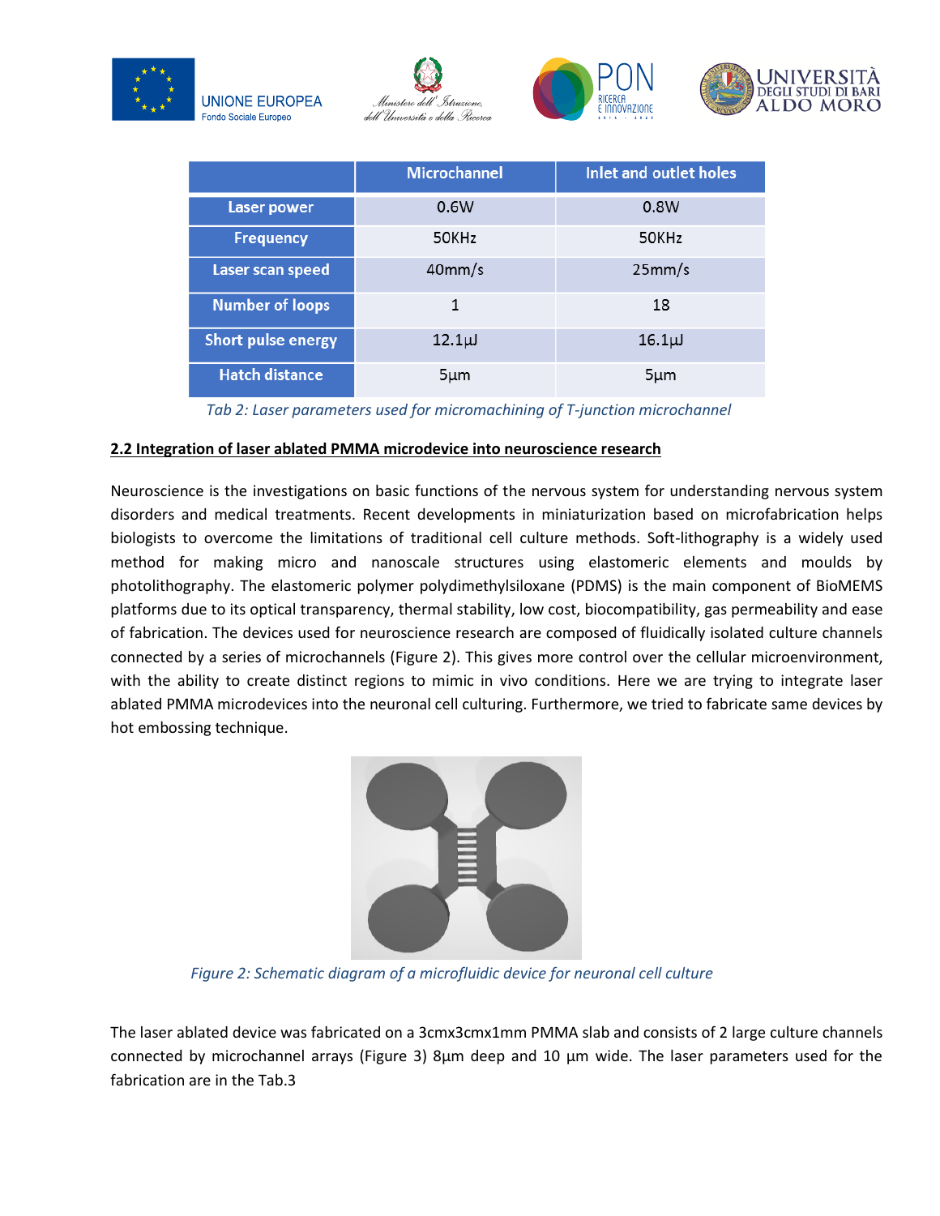| | Microchannel | Inlet and outlet holes |
|---|---|---|
| Laser power | 0.6W | 0.8W |
| Frequency | 50KHz | 50KHz |
| Laser scan speed | 40mm/s | 25mm/s |
| Number of loops | 1 | 18 |
| Short pulse energy | 12.1µJ | 16.1µJ |
| Hatch distance | 5µm | 5µm |

*Tab 2: Laser parameters used for micromachining of T-junction microchannel*

**2.2 Integration of laser ablated PMMA microdevice into neuroscience research**

Neuroscience is the investigations on basic functions of the nervous system for understanding nervous system disorders and medical treatments. Recent developments in miniaturization based on microfabrication helps biologists to overcome the limitations of traditional cell culture methods. Soft-lithography is a widely used method for making micro and nanoscale structures using elastomeric elements and moulds by photolithography. The elastomeric polymer polydimethylsiloxane (PDMS) is the main component of BioMEMS platforms due to its optical transparency, thermal stability, low cost, biocompatibility, gas permeability and ease of fabrication. The devices used for neuroscience research are composed of fluidically isolated culture channels connected by a series of microchannels (Figure 2). This gives more control over the cellular microenvironment, with the ability to create distinct regions to mimic in vivo conditions. Here we are trying to integrate laser ablated PMMA microdevices into the neuronal cell culturing. Furthermore, we tried to fabricate same devices by hot embossing technique.

*Figure 2: Schematic diagram of a microfluidic device for neuronal cell culture*

The laser ablated device was fabricated on a 3cmx3cmx1mm PMMA slab and consists of 2 large culture channels connected by microchannel arrays (Figure 3) 8µm deep and 10 µm wide. The laser parameters used for the fabrication are in the Tab.3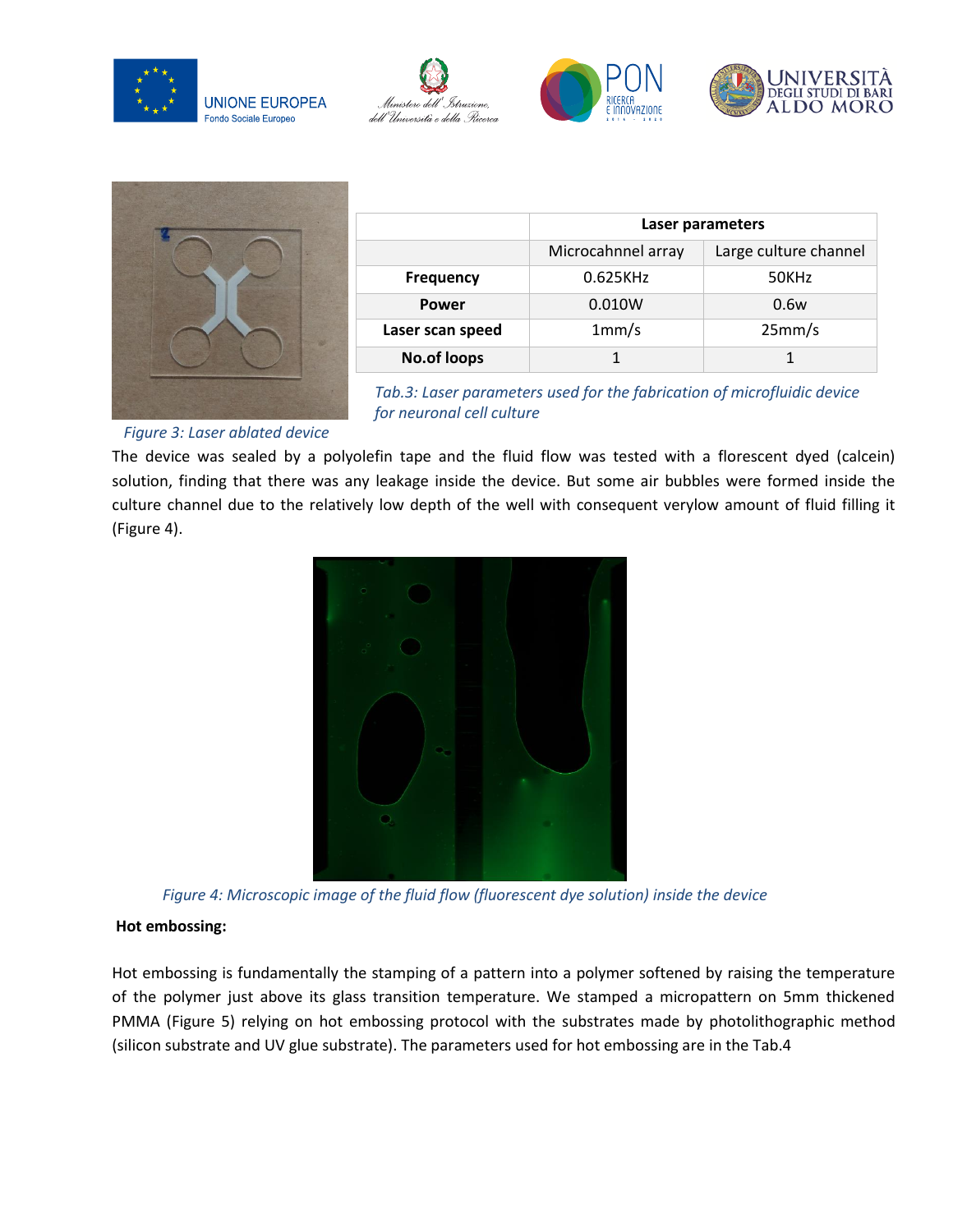| | Laser parameters | |
|---|---|---|
| | Microcahnnel array | Large culture channel |
| **Frequency** | 0.625KHz | 50KHz |
| **Power** | 0.010W | 0.6w |
| **Laser scan speed** | 1mm/s | 25mm/s |
| **No.of loops** | 1 | 1 |

*Tab.3: Laser parameters used for the fabrication of microfluidic device for neuronal cell culture*

*Figure 3: Laser ablated device*

The device was sealed by a polyolefin tape and the fluid flow was tested with a florescent dyed (calcein) solution, finding that there was any leakage inside the device. But some air bubbles were formed inside the culture channel due to the relatively low depth of the well with consequent verylow amount of fluid filling it (Figure 4).

*Figure 4: Microscopic image of the fluid flow (fluorescent dye solution) inside the device*

**Hot embossing:**

Hot embossing is fundamentally the stamping of a pattern into a polymer softened by raising the temperature of the polymer just above its glass transition temperature. We stamped a micropattern on 5mm thickened PMMA (Figure 5) relying on hot embossing protocol with the substrates made by photolithographic method (silicon substrate and UV glue substrate). The parameters used for hot embossing are in the Tab.4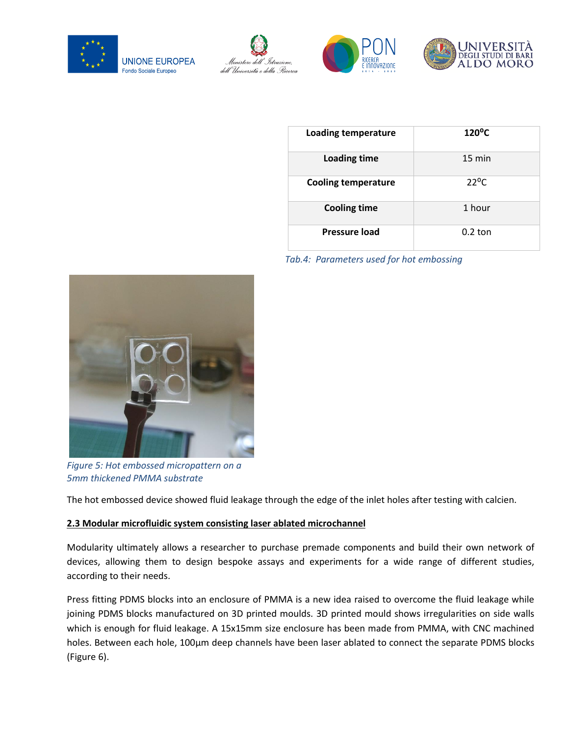| Loading temperature | 120°C |
| --- | --- |
| Loading time | 15 min |
| Cooling temperature | 22°C |
| Cooling time | 1 hour |
| Pressure load | 0.2 ton |

*Tab.4: Parameters used for hot embossing*

*Figure 5: Hot embossed micropattern on a 5mm thickened PMMA substrate*

The hot embossed device showed fluid leakage through the edge of the inlet holes after testing with calcien.

## 2.3 Modular microfluidic system consisting laser ablated microchannel

Modularity ultimately allows a researcher to purchase premade components and build their own network of devices, allowing them to design bespoke assays and experiments for a wide range of different studies, according to their needs.

Press fitting PDMS blocks into an enclosure of PMMA is a new idea raised to overcome the fluid leakage while joining PDMS blocks manufactured on 3D printed moulds. 3D printed mould shows irregularities on side walls which is enough for fluid leakage. A 15x15mm size enclosure has been made from PMMA, with CNC machined holes. Between each hole, 100µm deep channels have been laser ablated to connect the separate PDMS blocks (Figure 6).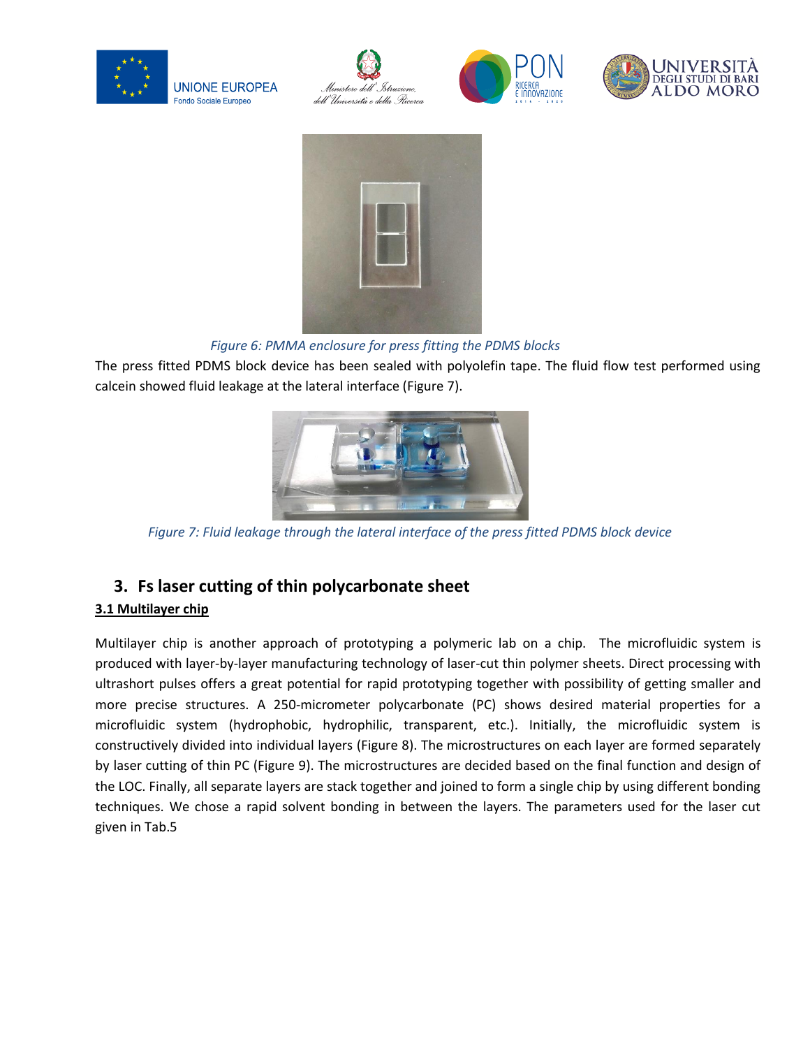*Figure 6: PMMA enclosure for press fitting the PDMS blocks*

The press fitted PDMS block device has been sealed with polyolefin tape. The fluid flow test performed using calcein showed fluid leakage at the lateral interface (Figure 7).

*Figure 7: Fluid leakage through the lateral interface of the press fitted PDMS block device*

## 3. Fs laser cutting of thin polycarbonate sheet

### 3.1 Multilayer chip

Multilayer chip is another approach of prototyping a polymeric lab on a chip. The microfluidic system is produced with layer-by-layer manufacturing technology of laser-cut thin polymer sheets. Direct processing with ultrashort pulses offers a great potential for rapid prototyping together with possibility of getting smaller and more precise structures. A 250-micrometer polycarbonate (PC) shows desired material properties for a microfluidic system (hydrophobic, hydrophilic, transparent, etc.). Initially, the microfluidic system is constructively divided into individual layers (Figure 8). The microstructures on each layer are formed separately by laser cutting of thin PC (Figure 9). The microstructures are decided based on the final function and design of the LOC. Finally, all separate layers are stack together and joined to form a single chip by using different bonding techniques. We chose a rapid solvent bonding in between the layers. The parameters used for the laser cut given in Tab.5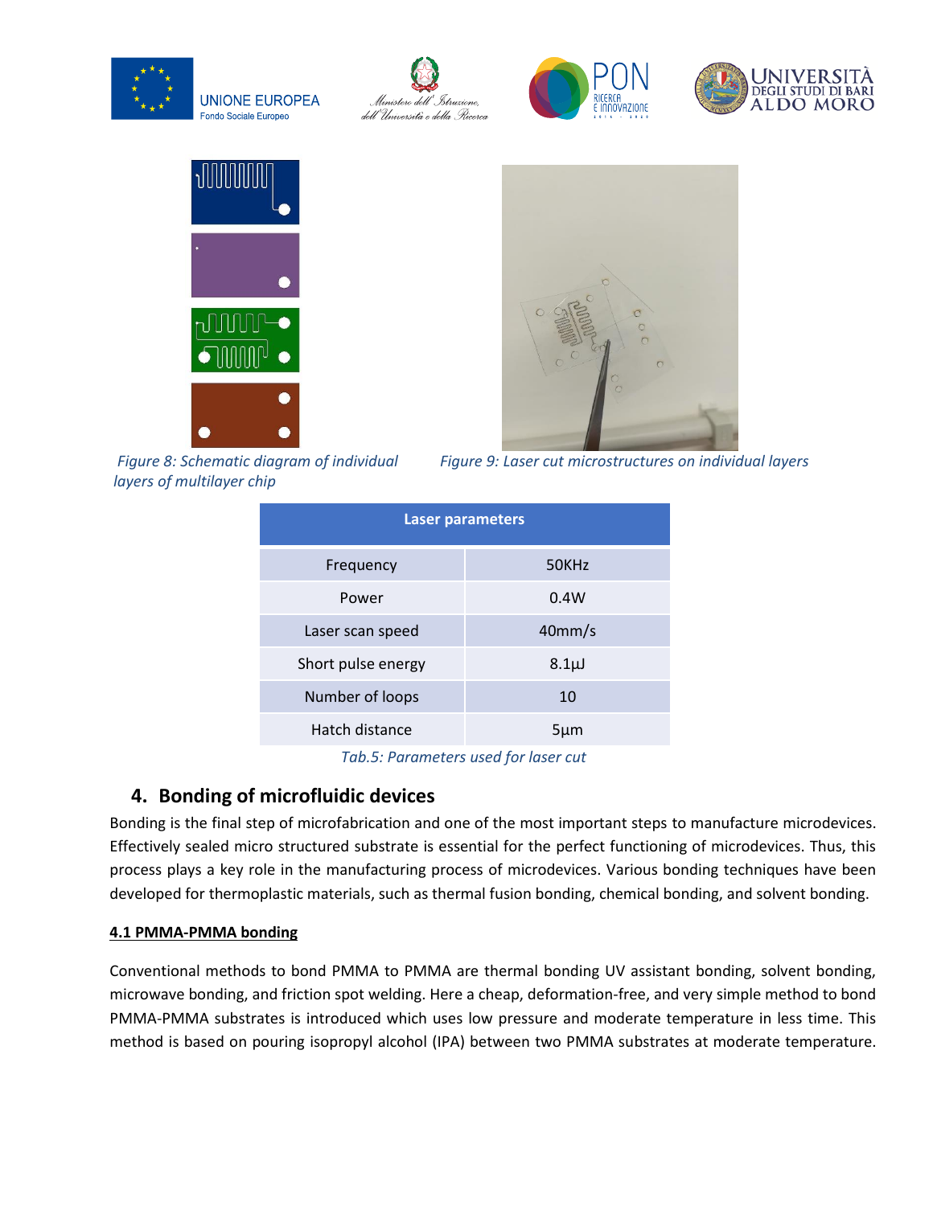Figure 8: Schematic diagram of individual layers of multilayer chip

Figure 9: Laser cut microstructures on individual layers

| Laser parameters | |
|---|---|
| Frequency | 50KHz |
| Power | 0.4W |
| Laser scan speed | 40mm/s |
| Short pulse energy | 8.1μJ |
| Number of loops | 10 |
| Hatch distance | 5μm |

Tab.5: Parameters used for laser cut

## 4. Bonding of microfluidic devices

Bonding is the final step of microfabrication and one of the most important steps to manufacture microdevices. Effectively sealed micro structured substrate is essential for the perfect functioning of microdevices. Thus, this process plays a key role in the manufacturing process of microdevices. Various bonding techniques have been developed for thermoplastic materials, such as thermal fusion bonding, chemical bonding, and solvent bonding.

### 4.1 PMMA-PMMA bonding

Conventional methods to bond PMMA to PMMA are thermal bonding UV assistant bonding, solvent bonding, microwave bonding, and friction spot welding. Here a cheap, deformation-free, and very simple method to bond PMMA-PMMA substrates is introduced which uses low pressure and moderate temperature in less time. This method is based on pouring isopropyl alcohol (IPA) between two PMMA substrates at moderate temperature.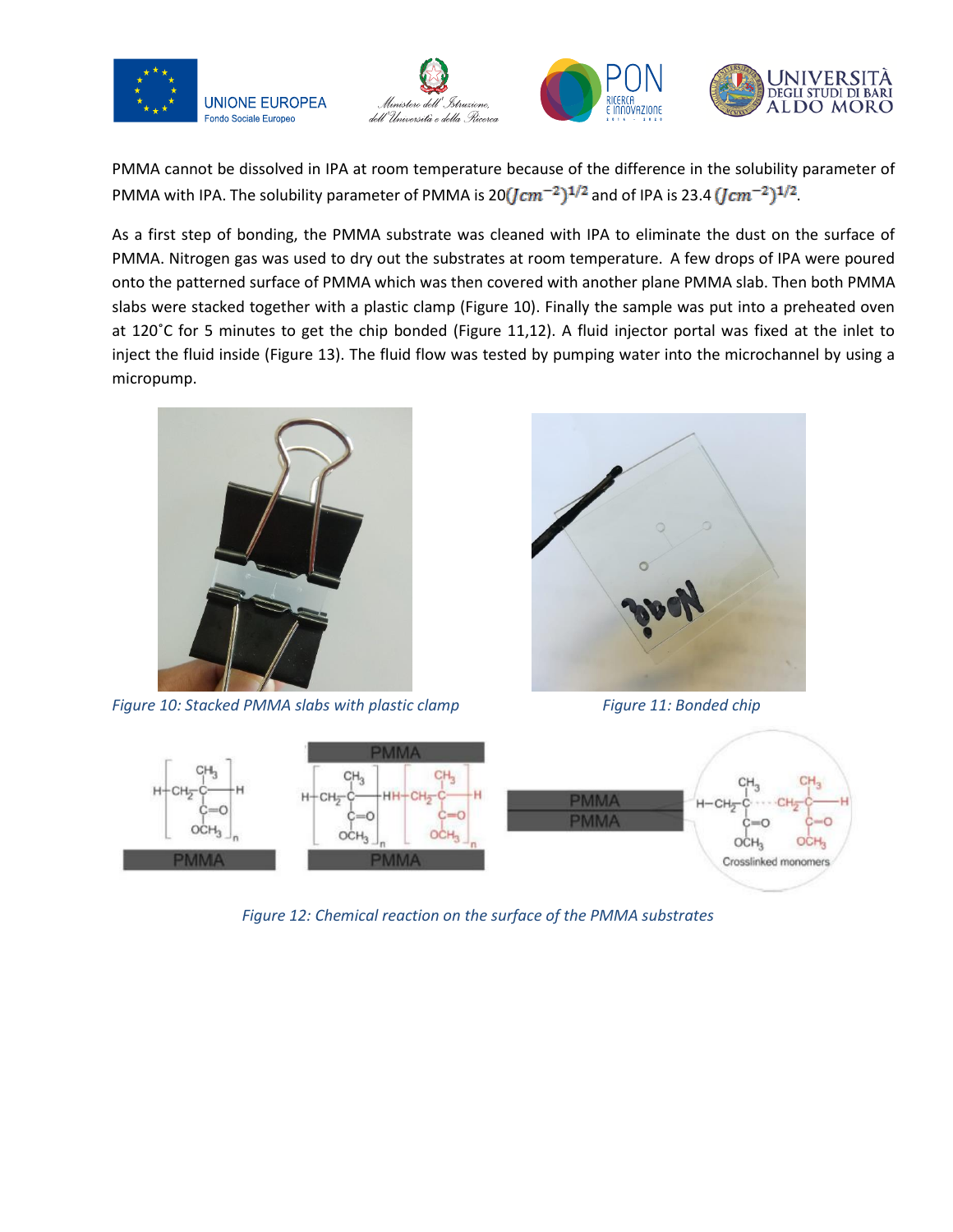PMMA cannot be dissolved in IPA at room temperature because of the difference in the solubility parameter of PMMA with IPA. The solubility parameter of PMMA is 20$(Jcm^{-2})^{1/2}$ and of IPA is 23.4 $(Jcm^{-2})^{1/2}$.

As a first step of bonding, the PMMA substrate was cleaned with IPA to eliminate the dust on the surface of PMMA. Nitrogen gas was used to dry out the substrates at room temperature. A few drops of IPA were poured onto the patterned surface of PMMA which was then covered with another plane PMMA slab. Then both PMMA slabs were stacked together with a plastic clamp (Figure 10). Finally the sample was put into a preheated oven at 120˚C for 5 minutes to get the chip bonded (Figure 11,12). A fluid injector portal was fixed at the inlet to inject the fluid inside (Figure 13). The fluid flow was tested by pumping water into the microchannel by using a micropump.

*Figure 10: Stacked PMMA slabs with plastic clamp*

*Figure 11: Bonded chip*

*Figure 12: Chemical reaction on the surface of the PMMA substrates*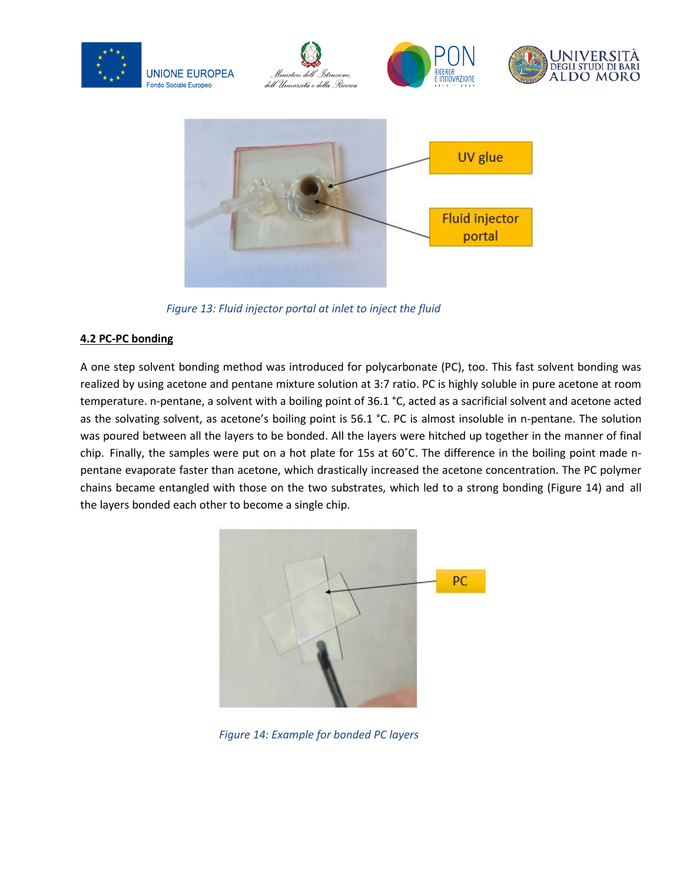Figure 13: Fluid injector portal at inlet to inject the fluid

## 4.2 PC-PC bonding

A one step solvent bonding method was introduced for polycarbonate (PC), too. This fast solvent bonding was realized by using acetone and pentane mixture solution at 3:7 ratio. PC is highly soluble in pure acetone at room temperature. n-pentane, a solvent with a boiling point of 36.1 °C, acted as a sacrificial solvent and acetone acted as the solvating solvent, as acetone's boiling point is 56.1 °C. PC is almost insoluble in n-pentane. The solution was poured between all the layers to be bonded. All the layers were hitched up together in the manner of final chip. Finally, the samples were put on a hot plate for 15s at 60˚C. The difference in the boiling point made n-pentane evaporate faster than acetone, which drastically increased the acetone concentration. The PC polymer chains became entangled with those on the two substrates, which led to a strong bonding (Figure 14) and all the layers bonded each other to become a single chip.

Figure 14: Example for bonded PC layers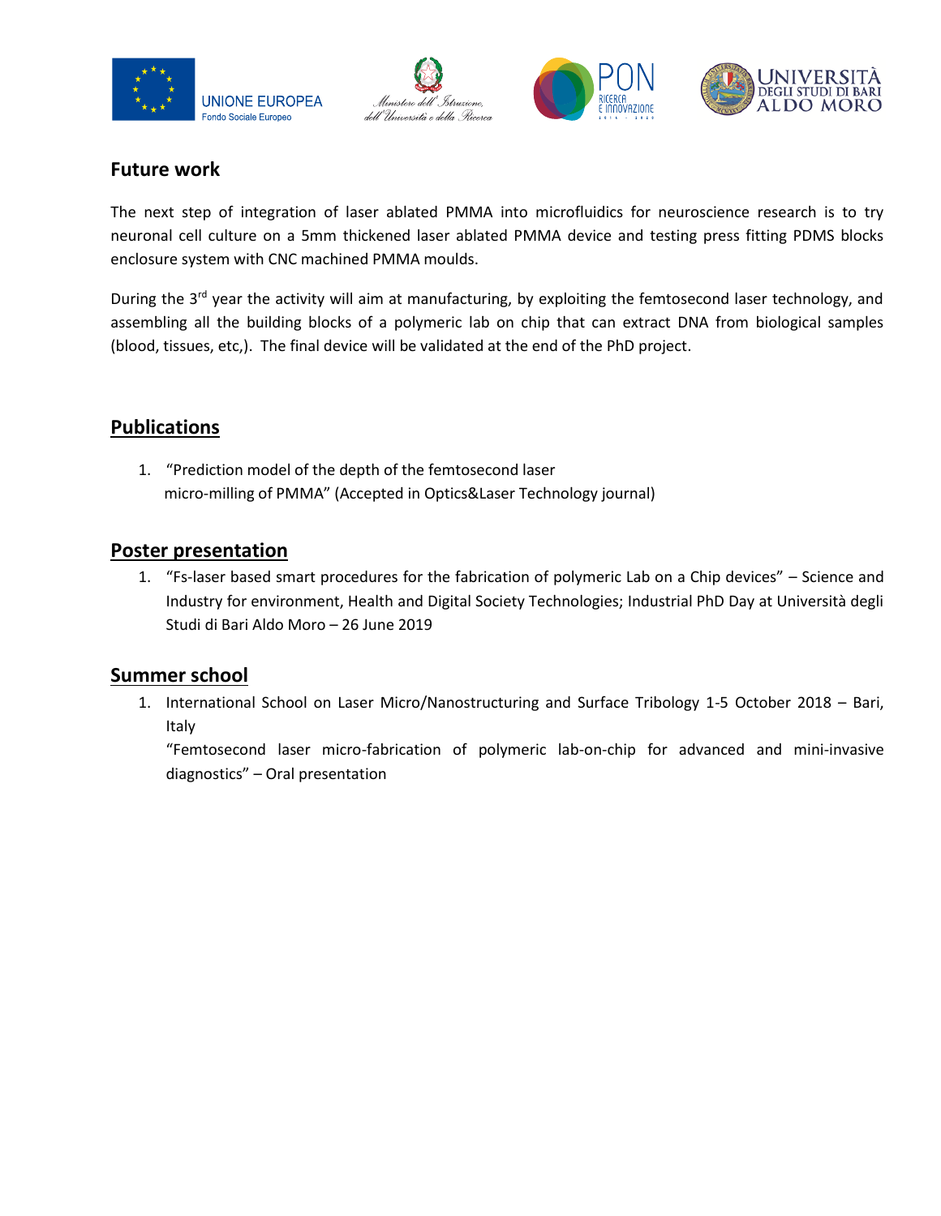## Future work

The next step of integration of laser ablated PMMA into microfluidics for neuroscience research is to try neuronal cell culture on a 5mm thickened laser ablated PMMA device and testing press fitting PDMS blocks enclosure system with CNC machined PMMA moulds.

During the 3rd year the activity will aim at manufacturing, by exploiting the femtosecond laser technology, and assembling all the building blocks of a polymeric lab on chip that can extract DNA from biological samples (blood, tissues, etc,). The final device will be validated at the end of the PhD project.

## Publications

1. "Prediction model of the depth of the femtosecond laser micro-milling of PMMA" (Accepted in Optics&Laser Technology journal)

## Poster presentation

1. "Fs-laser based smart procedures for the fabrication of polymeric Lab on a Chip devices" – Science and Industry for environment, Health and Digital Society Technologies; Industrial PhD Day at Università degli Studi di Bari Aldo Moro – 26 June 2019

## Summer school

1. International School on Laser Micro/Nanostructuring and Surface Tribology 1-5 October 2018 – Bari, Italy

   "Femtosecond laser micro-fabrication of polymeric lab-on-chip for advanced and mini-invasive diagnostics" – Oral presentation